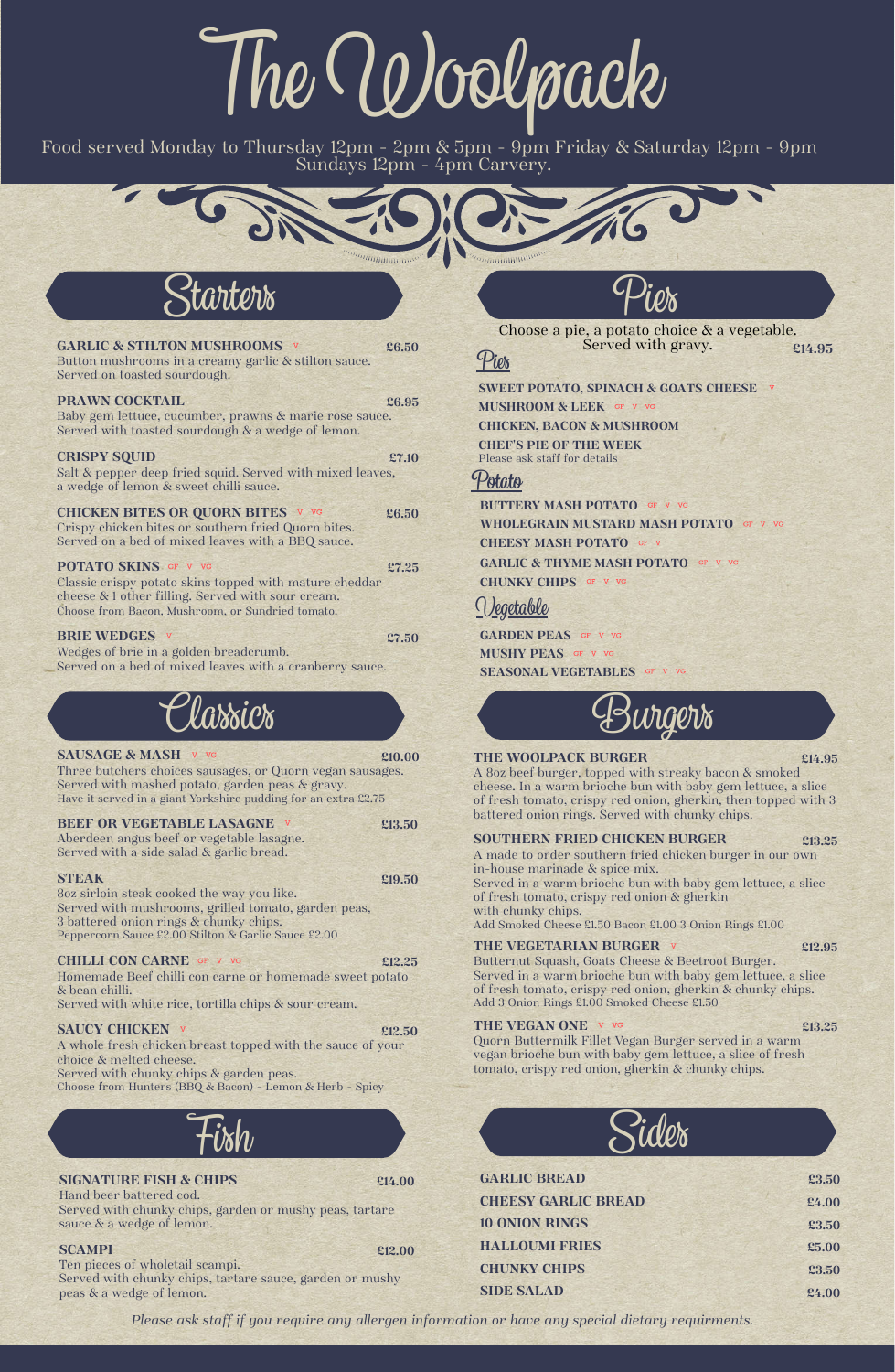# The Woolpack

Food served Monday to Thursday 12pm - 2pm & 5pm - 9pm Friday & Saturday 12pm - 9pm
Sundays 12pm - 4pm Carvery.

## Starters

**GARLIC & STILTON MUSHROOMS** V — £6.50
Button mushrooms in a creamy garlic & stilton sauce.
Served on toasted sourdough.

**PRAWN COCKTAIL** — £6.95
Baby gem lettuce, cucumber, prawns & marie rose sauce.
Served with toasted sourdough & a wedge of lemon.

**CRISPY SQUID** — £7.10
Salt & pepper deep fried squid. Served with mixed leaves,
a wedge of lemon & sweet chilli sauce.

**CHICKEN BITES OR QUORN BITES** V VG — £6.50
Crispy chicken bites or southern fried Quorn bites.
Served on a bed of mixed leaves with a BBQ sauce.

**POTATO SKINS** GF V VG — £7.25
Classic crispy potato skins topped with mature cheddar cheese & 1 other filling. Served with sour cream.
Choose from Bacon, Mushroom, or Sundried tomato.

**BRIE WEDGES** V — £7.50
Wedges of brie in a golden breadcrumb.
Served on a bed of mixed leaves with a cranberry sauce.

## Classics

**SAUSAGE & MASH** V VG — £10.00
Three butchers choices sausages, or Quorn vegan sausages.
Served with mashed potato, garden peas & gravy.
Have it served in a giant Yorkshire pudding for an extra £2.75

**BEEF OR VEGETABLE LASAGNE** V — £13.50
Aberdeen angus beef or vegetable lasagne.
Served with a side salad & garlic bread.

**STEAK** — £19.50
8oz sirloin steak cooked the way you like.
Served with mushrooms, grilled tomato, garden peas,
3 battered onion rings & chunky chips.
Peppercorn Sauce £2.00 Stilton & Garlic Sauce £2.00

**CHILLI CON CARNE** GF V VG — £12.25
Homemade Beef chilli con carne or homemade sweet potato & bean chilli.
Served with white rice, tortilla chips & sour cream.

**SAUCY CHICKEN** V — £12.50
A whole fresh chicken breast topped with the sauce of your choice & melted cheese.
Served with chunky chips & garden peas.
Choose from Hunters (BBQ & Bacon) - Lemon & Herb - Spicy

## Fish

**SIGNATURE FISH & CHIPS** — £14.00
Hand beer battered cod.
Served with chunky chips, garden or mushy peas, tartare sauce & a wedge of lemon.

**SCAMPI** — £12.00
Ten pieces of wholetail scampi.
Served with chunky chips, tartare sauce, garden or mushy peas & a wedge of lemon.

## Pies

Choose a pie, a potato choice & a vegetable.
Served with gravy. — £14.95

### Pies

**SWEET POTATO, SPINACH & GOATS CHEESE** V
**MUSHROOM & LEEK** GF V VG
**CHICKEN, BACON & MUSHROOM**
**CHEF'S PIE OF THE WEEK**
Please ask staff for details

### Potato

**BUTTERY MASH POTATO** GF V VG
**WHOLEGRAIN MUSTARD MASH POTATO** GF V VG
**CHEESY MASH POTATO** GF V
**GARLIC & THYME MASH POTATO** GF V VG
**CHUNKY CHIPS** GF V VG

### Vegetable

**GARDEN PEAS** GF V VG
**MUSHY PEAS** GF V VG
**SEASONAL VEGETABLES** GF V VG

## Burgers

**THE WOOLPACK BURGER** — £14.95
A 8oz beef burger, topped with streaky bacon & smoked cheese. In a warm brioche bun with baby gem lettuce, a slice of fresh tomato, crispy red onion, gherkin, then topped with 3 battered onion rings. Served with chunky chips.

**SOUTHERN FRIED CHICKEN BURGER** — £13.25
A made to order southern fried chicken burger in our own in-house marinade & spice mix.
Served in a warm brioche bun with baby gem lettuce, a slice of fresh tomato, crispy red onion & gherkin
with chunky chips.
Add Smoked Cheese £1.50 Bacon £1.00 3 Onion Rings £1.00

**THE VEGETARIAN BURGER** V — £12.95
Butternut Squash, Goats Cheese & Beetroot Burger.
Served in a warm brioche bun with baby gem lettuce, a slice of fresh tomato, crispy red onion, gherkin & chunky chips.
Add 3 Onion Rings £1.00 Smoked Cheese £1.50

**THE VEGAN ONE** V VG — £13.25
Quorn Buttermilk Fillet Vegan Burger served in a warm vegan brioche bun with baby gem lettuce, a slice of fresh tomato, crispy red onion, gherkin & chunky chips.

## Sides

| Item | Price |
|---|---|
| GARLIC BREAD | £3.50 |
| CHEESY GARLIC BREAD | £4.00 |
| 10 ONION RINGS | £3.50 |
| HALLOUMI FRIES | £5.00 |
| CHUNKY CHIPS | £3.50 |
| SIDE SALAD | £4.00 |

*Please ask staff if you require any allergen information or have any special dietary requirments.*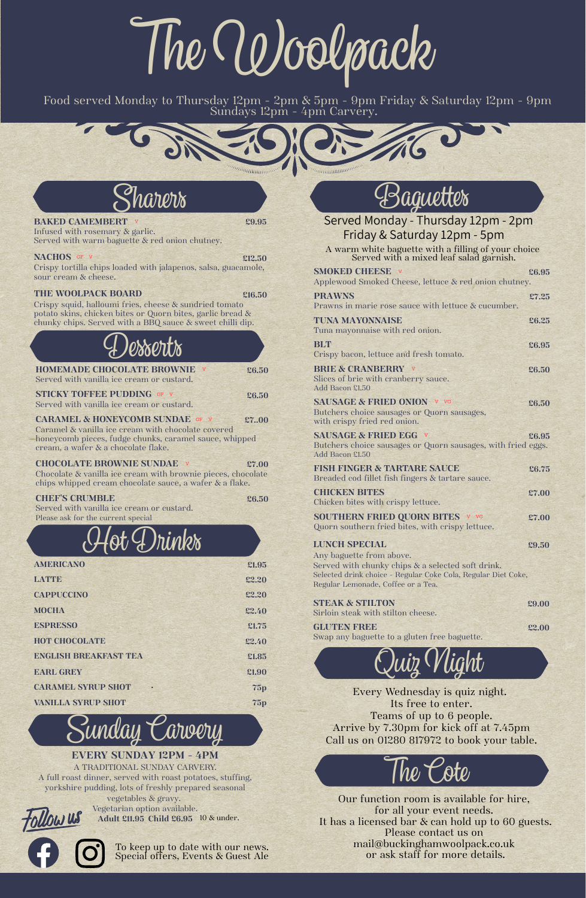# The Woolpack

Food served Monday to Thursday 12pm - 2pm & 5pm - 9pm Friday & Saturday 12pm - 9pm
Sundays 12pm - 4pm Carvery.

## Sharers

**BAKED CAMEMBERT** V — **£9.95**
Infused with rosemary & garlic.
Served with warm baguette & red onion chutney.

**NACHOS** GF V — **£12.50**
Crispy tortilla chips loaded with jalapenos, salsa, guacamole, sour cream & cheese.

**THE WOOLPACK BOARD** — **£16.50**
Crispy squid, halloumi fries, cheese & sundried tomato potato skins, chicken bites or Quorn bites, garlic bread & chunky chips. Served with a BBQ sauce & sweet chilli dip.

## Desserts

**HOMEMADE CHOCOLATE BROWNIE** V — **£6.50**
Served with vanilla ice cream or custard.

**STICKY TOFFEE PUDDING** GF V — **£6.50**
Served with vanilla ice cream or custard.

**CARAMEL & HONEYCOMB SUNDAE** GF V — **£7..00**
Caramel & vanilla ice cream with chocolate covered honeycomb pieces, fudge chunks, caramel sauce, whipped cream, a wafer & a chocolate flake.

**CHOCOLATE BROWNIE SUNDAE** V — **£7.00**
Chocolate & vanilla ice cream with brownie pieces, chocolate chips whipped cream chocolate sauce, a wafer & a flake.

**CHEF'S CRUMBLE** — **£6.50**
Served with vanilla ice cream or custard.
Please ask for the current special

## Hot Drinks

| | |
|---|---|
| AMERICANO | £1.95 |
| LATTE | £2.20 |
| CAPPUCCINO | £2.20 |
| MOCHA | £2.40 |
| ESPRESSO | £1.75 |
| HOT CHOCOLATE | £2.40 |
| ENGLISH BREAKFAST TEA | £1.85 |
| EARL GREY | £1.90 |
| CARAMEL SYRUP SHOT | 75p |
| VANILLA SYRUP SHOT | 75p |

## Sunday Carvery

**EVERY SUNDAY 12PM - 4PM**

A TRADITIONAL SUNDAY CARVERY.
A full roast dinner, served with roast potatoes, stuffing, yorkshire pudding, lots of freshly prepared seasonal vegetables & gravy.
Vegetarian option available.
**Adult £11.95 Child £6.95** 10 & under.

## Baguettes

Served Monday - Thursday 12pm - 2pm
Friday & Saturday 12pm - 5pm

A warm white baguette with a filling of your choice
Served with a mixed leaf salad garnish.

**SMOKED CHEESE** V — **£6.95**
Applewood Smoked Cheese, lettuce & red onion chutney.

**PRAWNS** — **£7.25**
Prawns in marie rose sauce with lettuce & cucumber.

**TUNA MAYONNAISE** — **£6.25**
Tuna mayonnaise with red onion.

**BLT** — **£6.95**
Crispy bacon, lettuce and fresh tomato.

**BRIE & CRANBERRY** V — **£6.50**
Slices of brie with cranberry sauce.
Add Bacon £1.50

**SAUSAGE & FRIED ONION** V VG — **£6.50**
Butchers choice sausages or Quorn sausages, with crispy fried red onion.

**SAUSAGE & FRIED EGG** V — **£6.95**
Butchers choice sausages or Quorn sausages, with fried eggs.
Add Bacon £1.50

**FISH FINGER & TARTARE SAUCE** — **£6.75**
Breaded cod fillet fish fingers & tartare sauce.

**CHICKEN BITES** — **£7.00**
Chicken bites with crispy lettuce.

**SOUTHERN FRIED QUORN BITES** V VG — **£7.00**
Quorn southern fried bites, with crispy lettuce.

**LUNCH SPECIAL** — **£9.50**
Any baguette from above.
Served with chunky chips & a selected soft drink.
Selected drink choice - Regular Coke Cola, Regular Diet Coke, Regular Lemonade, Coffee or a Tea.

**STEAK & STILTON** — **£9.00**
Sirloin steak with stilton cheese.

**GLUTEN FREE** — **£2.00**
Swap any baguette to a gluten free baguette.

## Quiz Night

Every Wednesday is quiz night.
Its free to enter.
Teams of up to 6 people.
Arrive by 7.30pm for kick off at 7.45pm
Call us on 01280 817972 to book your table.

## The Cote

Our function room is available for hire, for all your event needs.
It has a licensed bar & can hold up to 60 guests.
Please contact us on
mail@buckinghamwoolpack.co.uk
or ask staff for more details.

Follow us

To keep up to date with our news.
Special offers, Events & Guest Ale